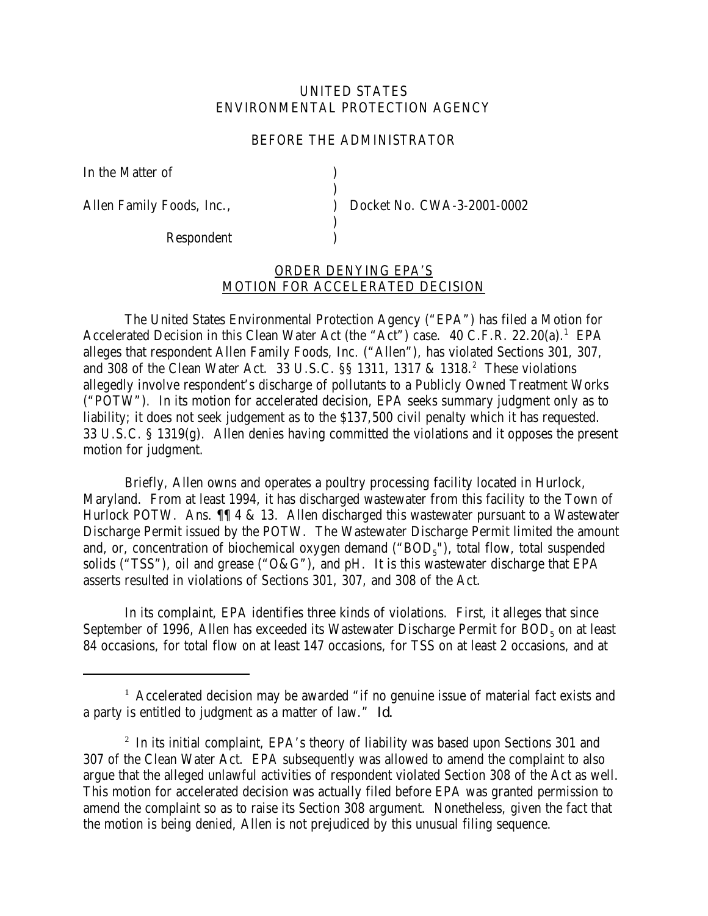UNITED STATES
ENVIRONMENTAL PROTECTION AGENCY

BEFORE THE ADMINISTRATOR

| | | |
|---|---|---|
| In the Matter of | ) | |
| | ) | |
| Allen Family Foods, Inc., | ) | Docket No. CWA-3-2001-0002 |
| | ) | |
| Respondent | ) | |

## ORDER DENYING EPA'S MOTION FOR ACCELERATED DECISION

The United States Environmental Protection Agency ("EPA") has filed a Motion for Accelerated Decision in this Clean Water Act (the "Act") case. 40 C.F.R. 22.20(a).[1] EPA alleges that respondent Allen Family Foods, Inc. ("Allen"), has violated Sections 301, 307, and 308 of the Clean Water Act. 33 U.S.C. §§ 1311, 1317 & 1318.[2] These violations allegedly involve respondent's discharge of pollutants to a Publicly Owned Treatment Works ("POTW"). In its motion for accelerated decision, EPA seeks summary judgment only as to liability; it does not seek judgement as to the $137,500 civil penalty which it has requested. 33 U.S.C. § 1319(g). Allen denies having committed the violations and it opposes the present motion for judgment.

Briefly, Allen owns and operates a poultry processing facility located in Hurlock, Maryland. From at least 1994, it has discharged wastewater from this facility to the Town of Hurlock POTW. Ans. ¶¶ 4 & 13. Allen discharged this wastewater pursuant to a Wastewater Discharge Permit issued by the POTW. The Wastewater Discharge Permit limited the amount and, or, concentration of biochemical oxygen demand ("$BOD_5$"), total flow, total suspended solids ("TSS"), oil and grease ("O&G"), and pH. It is this wastewater discharge that EPA asserts resulted in violations of Sections 301, 307, and 308 of the Act.

In its complaint, EPA identifies three kinds of violations. First, it alleges that since September of 1996, Allen has exceeded its Wastewater Discharge Permit for $BOD_5$ on at least 84 occasions, for total flow on at least 147 occasions, for TSS on at least 2 occasions, and at

---

[1] Accelerated decision may be awarded "if no genuine issue of material fact exists and a party is entitled to judgment as a matter of law." *Id.*

[2] In its initial complaint, EPA's theory of liability was based upon Sections 301 and 307 of the Clean Water Act. EPA subsequently was allowed to amend the complaint to also argue that the alleged unlawful activities of respondent violated Section 308 of the Act as well. This motion for accelerated decision was actually filed before EPA was granted permission to amend the complaint so as to raise its Section 308 argument. Nonetheless, given the fact that the motion is being denied, Allen is not prejudiced by this unusual filing sequence.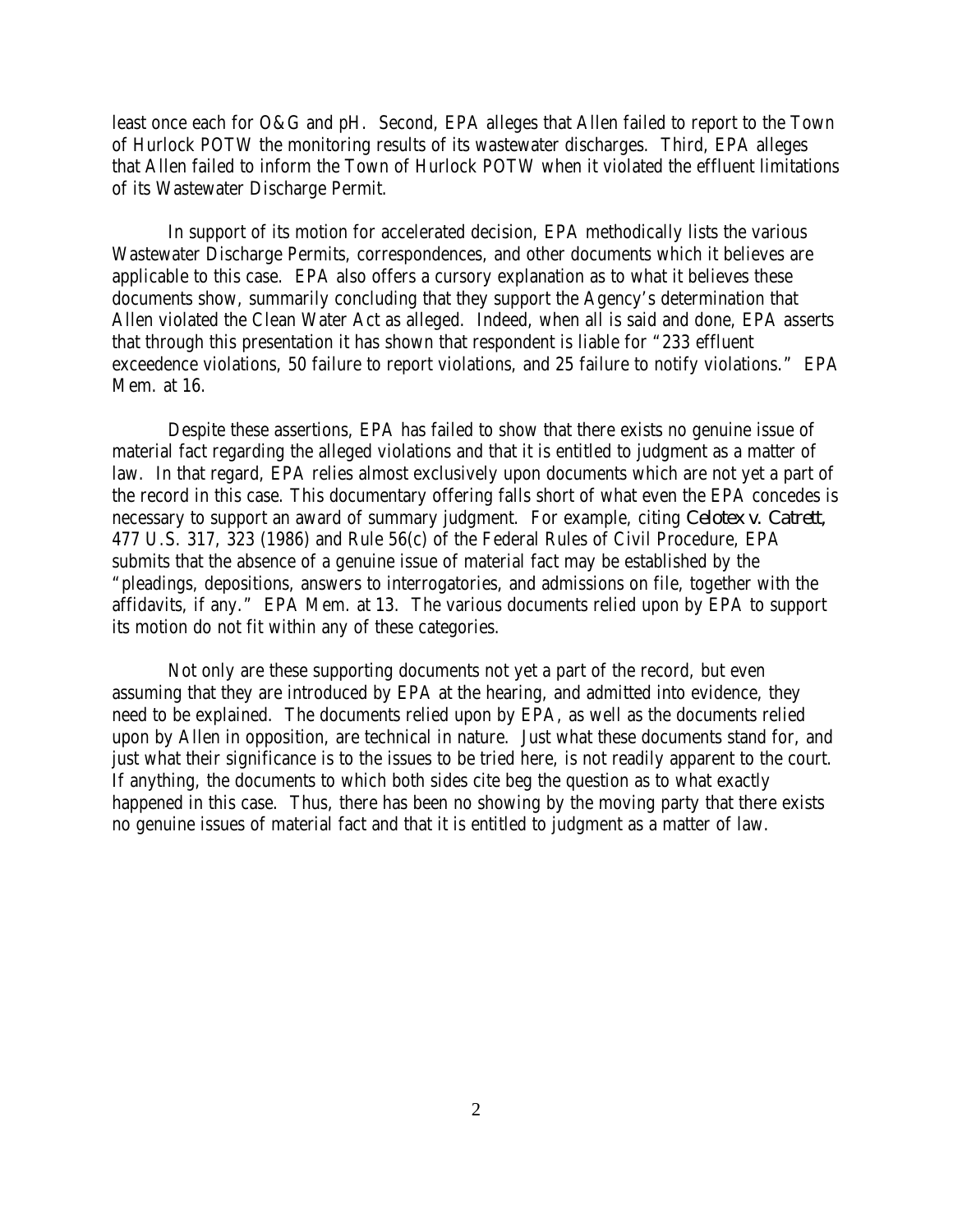least once each for O&G and pH. Second, EPA alleges that Allen failed to report to the Town of Hurlock POTW the monitoring results of its wastewater discharges. Third, EPA alleges that Allen failed to inform the Town of Hurlock POTW when it violated the effluent limitations of its Wastewater Discharge Permit.

In support of its motion for accelerated decision, EPA methodically lists the various Wastewater Discharge Permits, correspondences, and other documents which it believes are applicable to this case. EPA also offers a cursory explanation as to what it believes these documents show, summarily concluding that they support the Agency's determination that Allen violated the Clean Water Act as alleged. Indeed, when all is said and done, EPA asserts that through this presentation it has shown that respondent is liable for "233 effluent exceedence violations, 50 failure to report violations, and 25 failure to notify violations." EPA Mem. at 16.

Despite these assertions, EPA has failed to show that there exists no genuine issue of material fact regarding the alleged violations and that it is entitled to judgment as a matter of law. In that regard, EPA relies almost exclusively upon documents which are not yet a part of the record in this case. This documentary offering falls short of what even the EPA concedes is necessary to support an award of summary judgment. For example, citing *Celotex v. Catrett*, 477 U.S. 317, 323 (1986) and Rule 56(c) of the Federal Rules of Civil Procedure, EPA submits that the absence of a genuine issue of material fact may be established by the "pleadings, depositions, answers to interrogatories, and admissions on file, together with the affidavits, if any." EPA Mem. at 13. The various documents relied upon by EPA to support its motion do not fit within any of these categories.

Not only are these supporting documents not yet a part of the record, but even assuming that they are introduced by EPA at the hearing, and admitted into evidence, they need to be explained. The documents relied upon by EPA, as well as the documents relied upon by Allen in opposition, are technical in nature. Just what these documents stand for, and just what their significance is to the issues to be tried here, is not readily apparent to the court. If anything, the documents to which both sides cite beg the question as to what exactly happened in this case. Thus, there has been no showing by the moving party that there exists no genuine issues of material fact and that it is entitled to judgment as a matter of law.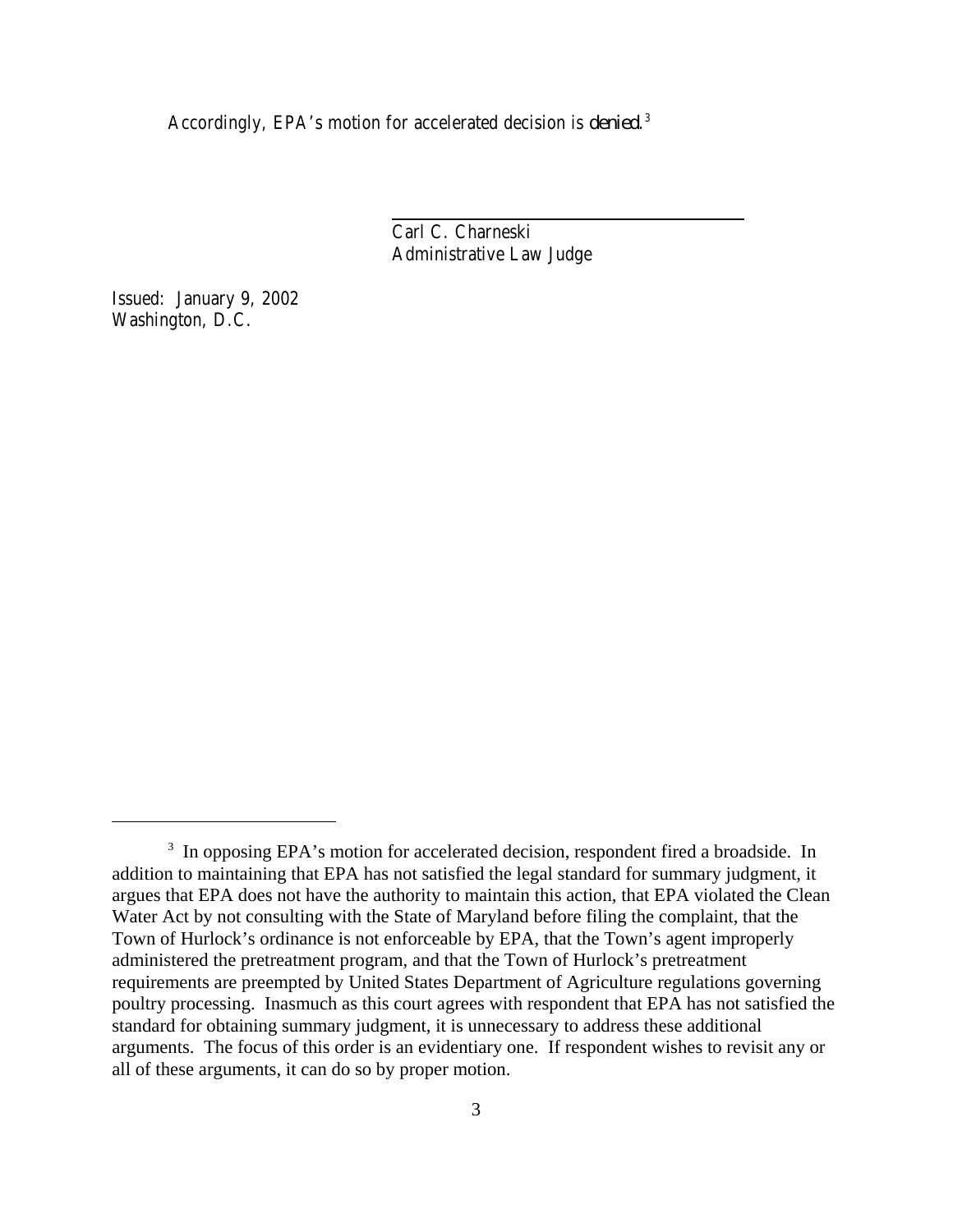Accordingly, EPA's motion for accelerated decision is *denied*.[3]

Carl C. Charneski
Administrative Law Judge

Issued: January 9, 2002
Washington, D.C.

---

[3] In opposing EPA's motion for accelerated decision, respondent fired a broadside. In addition to maintaining that EPA has not satisfied the legal standard for summary judgment, it argues that EPA does not have the authority to maintain this action, that EPA violated the Clean Water Act by not consulting with the State of Maryland before filing the complaint, that the Town of Hurlock's ordinance is not enforceable by EPA, that the Town's agent improperly administered the pretreatment program, and that the Town of Hurlock's pretreatment requirements are preempted by United States Department of Agriculture regulations governing poultry processing. Inasmuch as this court agrees with respondent that EPA has not satisfied the standard for obtaining summary judgment, it is unnecessary to address these additional arguments. The focus of this order is an evidentiary one. If respondent wishes to revisit any or all of these arguments, it can do so by proper motion.